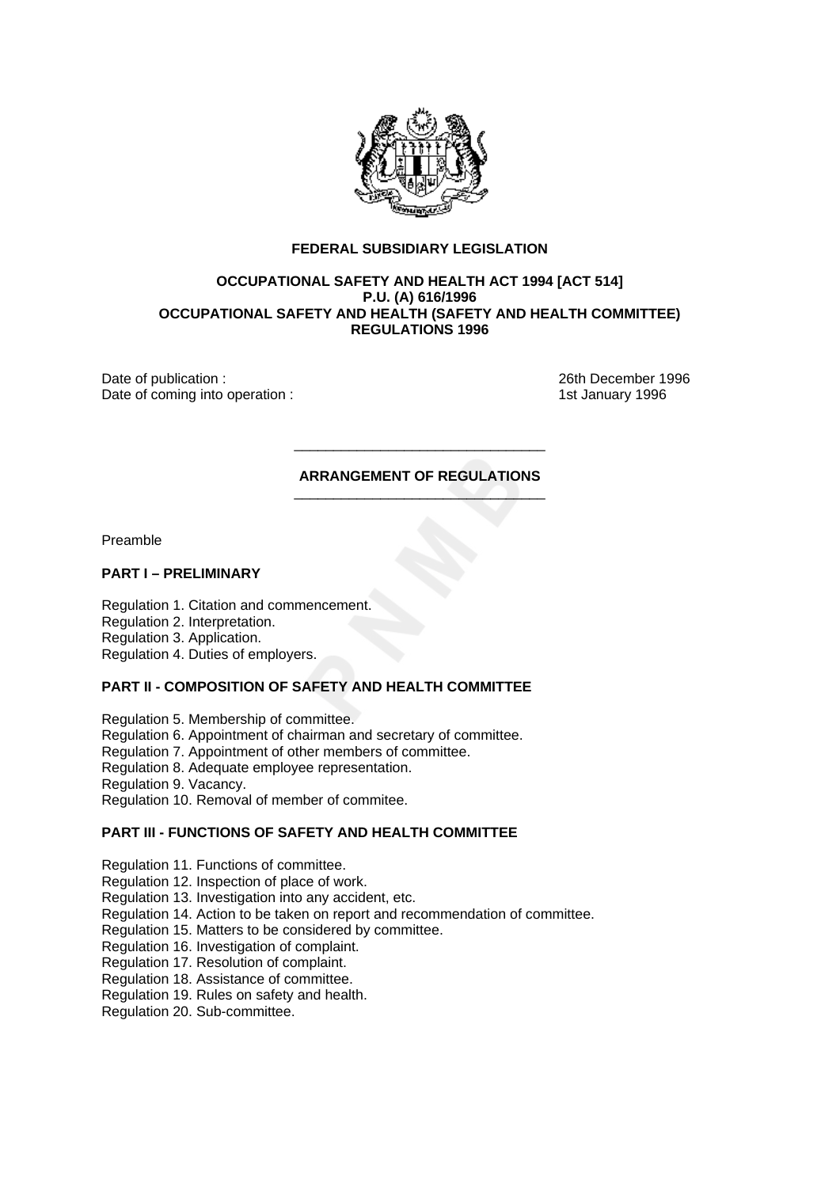**FEDERAL SUBSIDIARY LEGISLATION**

**OCCUPATIONAL SAFETY AND HEALTH ACT 1994 [ACT 514]**
**P.U. (A) 616/1996**
**OCCUPATIONAL SAFETY AND HEALTH (SAFETY AND HEALTH COMMITTEE) REGULATIONS 1996**

Date of publication : 26th December 1996
Date of coming into operation : 1st January 1996

---

## ARRANGEMENT OF REGULATIONS

---

Preamble

### PART I – PRELIMINARY

Regulation 1. Citation and commencement.
Regulation 2. Interpretation.
Regulation 3. Application.
Regulation 4. Duties of employers.

### PART II - COMPOSITION OF SAFETY AND HEALTH COMMITTEE

Regulation 5. Membership of committee.
Regulation 6. Appointment of chairman and secretary of committee.
Regulation 7. Appointment of other members of committee.
Regulation 8. Adequate employee representation.
Regulation 9. Vacancy.
Regulation 10. Removal of member of commitee.

### PART III - FUNCTIONS OF SAFETY AND HEALTH COMMITTEE

Regulation 11. Functions of committee.
Regulation 12. Inspection of place of work.
Regulation 13. Investigation into any accident, etc.
Regulation 14. Action to be taken on report and recommendation of committee.
Regulation 15. Matters to be considered by committee.
Regulation 16. Investigation of complaint.
Regulation 17. Resolution of complaint.
Regulation 18. Assistance of committee.
Regulation 19. Rules on safety and health.
Regulation 20. Sub-committee.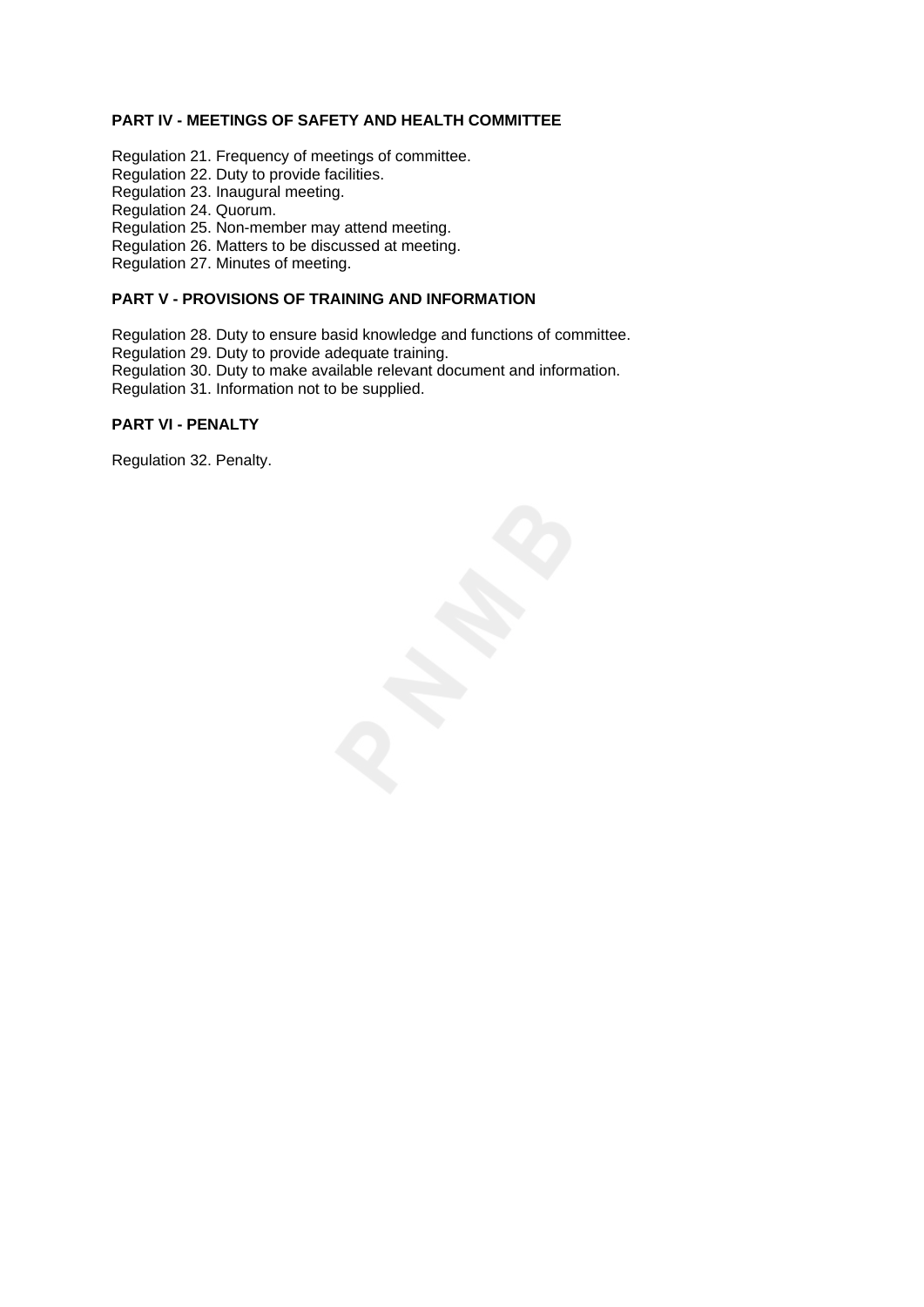**PART IV - MEETINGS OF SAFETY AND HEALTH COMMITTEE**

Regulation 21. Frequency of meetings of committee.
Regulation 22. Duty to provide facilities.
Regulation 23. Inaugural meeting.
Regulation 24. Quorum.
Regulation 25. Non-member may attend meeting.
Regulation 26. Matters to be discussed at meeting.
Regulation 27. Minutes of meeting.

**PART V - PROVISIONS OF TRAINING AND INFORMATION**

Regulation 28. Duty to ensure basid knowledge and functions of committee.
Regulation 29. Duty to provide adequate training.
Regulation 30. Duty to make available relevant document and information.
Regulation 31. Information not to be supplied.

**PART VI - PENALTY**

Regulation 32. Penalty.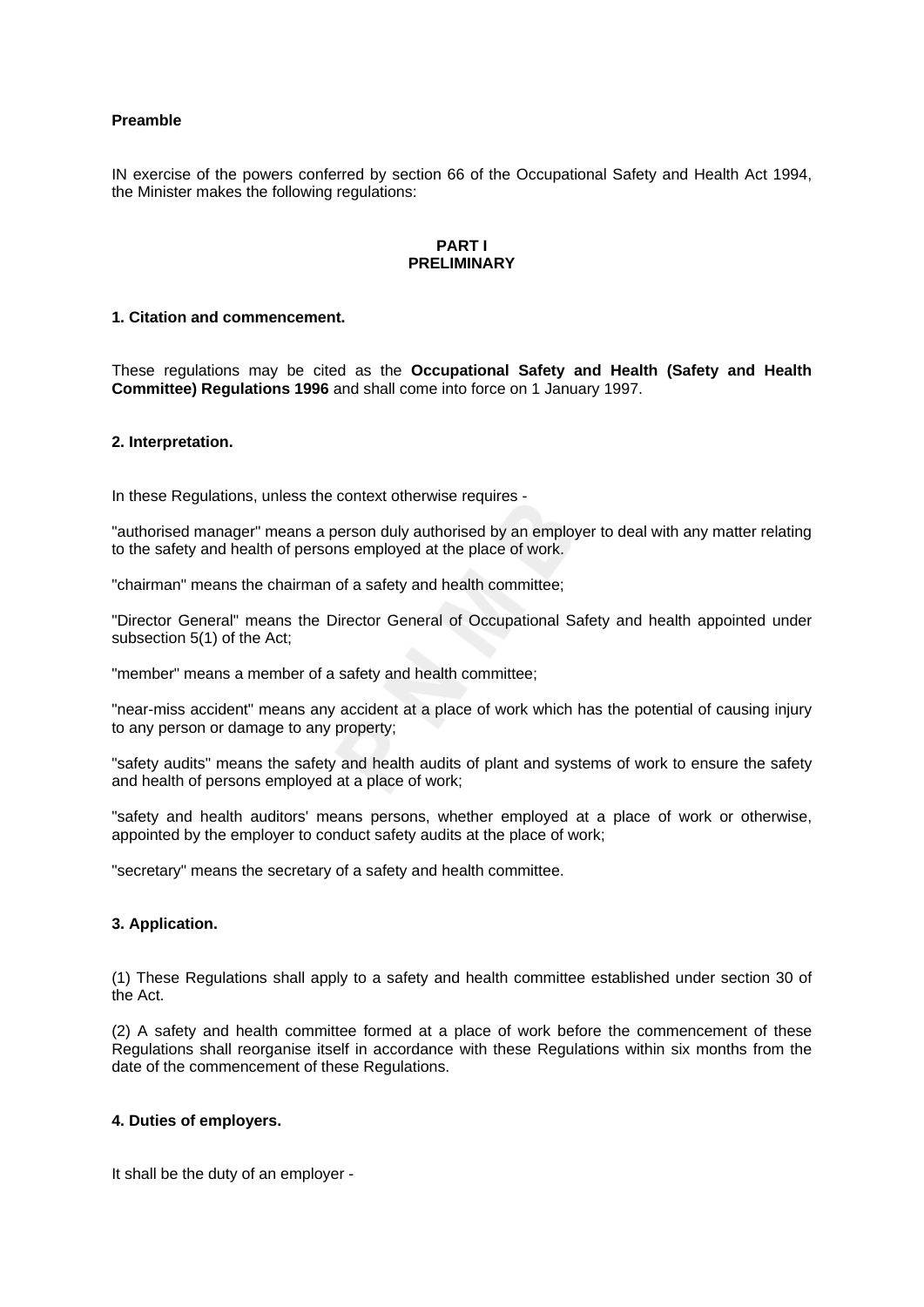**Preamble**

IN exercise of the powers conferred by section 66 of the Occupational Safety and Health Act 1994, the Minister makes the following regulations:

**PART I**
**PRELIMINARY**

**1. Citation and commencement.**

These regulations may be cited as the **Occupational Safety and Health (Safety and Health Committee) Regulations 1996** and shall come into force on 1 January 1997.

**2. Interpretation.**

In these Regulations, unless the context otherwise requires -

"authorised manager" means a person duly authorised by an employer to deal with any matter relating to the safety and health of persons employed at the place of work.

"chairman" means the chairman of a safety and health committee;

"Director General" means the Director General of Occupational Safety and health appointed under subsection 5(1) of the Act;

"member" means a member of a safety and health committee;

"near-miss accident" means any accident at a place of work which has the potential of causing injury to any person or damage to any property;

"safety audits" means the safety and health audits of plant and systems of work to ensure the safety and health of persons employed at a place of work;

"safety and health auditors' means persons, whether employed at a place of work or otherwise, appointed by the employer to conduct safety audits at the place of work;

"secretary" means the secretary of a safety and health committee.

**3. Application.**

(1) These Regulations shall apply to a safety and health committee established under section 30 of the Act.

(2) A safety and health committee formed at a place of work before the commencement of these Regulations shall reorganise itself in accordance with these Regulations within six months from the date of the commencement of these Regulations.

**4. Duties of employers.**

It shall be the duty of an employer -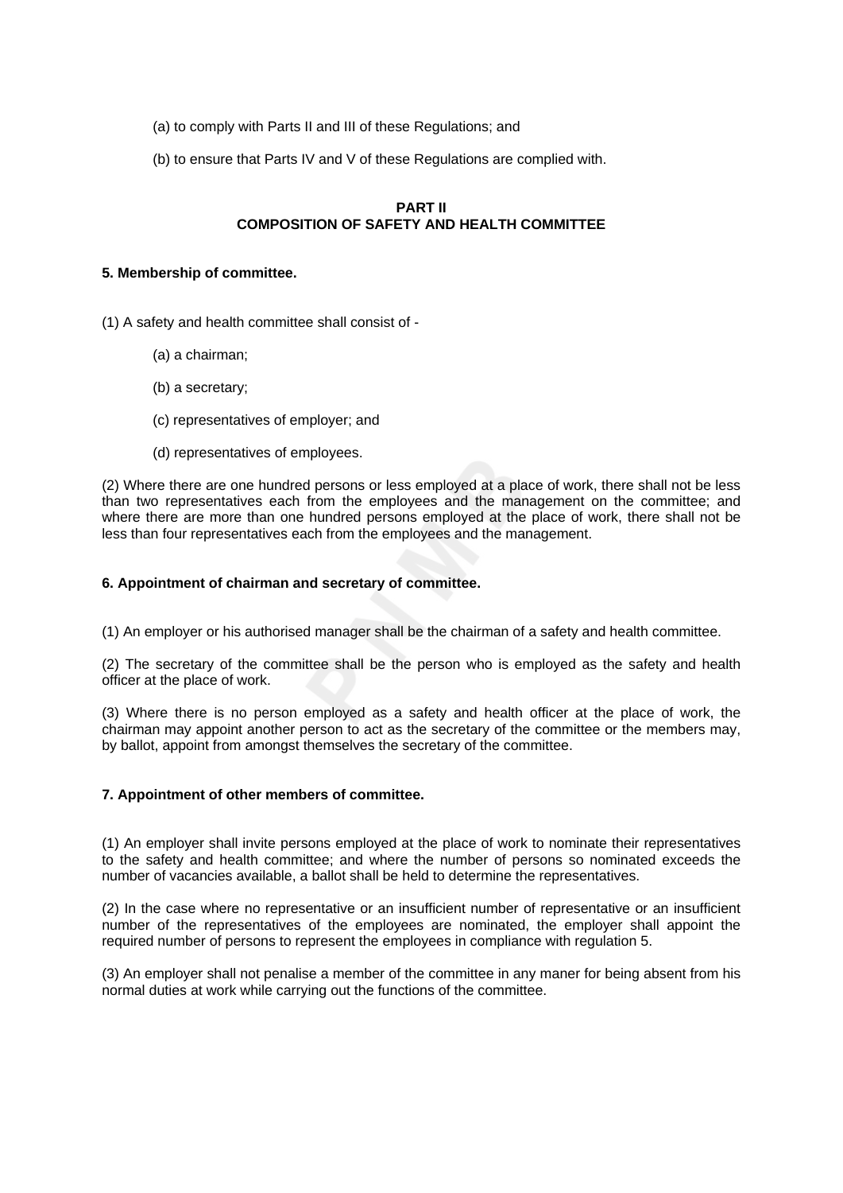(a) to comply with Parts II and III of these Regulations; and

(b) to ensure that Parts IV and V of these Regulations are complied with.

## PART II
## COMPOSITION OF SAFETY AND HEALTH COMMITTEE

**5. Membership of committee.**

(1) A safety and health committee shall consist of -

(a) a chairman;

(b) a secretary;

(c) representatives of employer; and

(d) representatives of employees.

(2) Where there are one hundred persons or less employed at a place of work, there shall not be less than two representatives each from the employees and the management on the committee; and where there are more than one hundred persons employed at the place of work, there shall not be less than four representatives each from the employees and the management.

**6. Appointment of chairman and secretary of committee.**

(1) An employer or his authorised manager shall be the chairman of a safety and health committee.

(2) The secretary of the committee shall be the person who is employed as the safety and health officer at the place of work.

(3) Where there is no person employed as a safety and health officer at the place of work, the chairman may appoint another person to act as the secretary of the committee or the members may, by ballot, appoint from amongst themselves the secretary of the committee.

**7. Appointment of other members of committee.**

(1) An employer shall invite persons employed at the place of work to nominate their representatives to the safety and health committee; and where the number of persons so nominated exceeds the number of vacancies available, a ballot shall be held to determine the representatives.

(2) In the case where no representative or an insufficient number of representative or an insufficient number of the representatives of the employees are nominated, the employer shall appoint the required number of persons to represent the employees in compliance with regulation 5.

(3) An employer shall not penalise a member of the committee in any maner for being absent from his normal duties at work while carrying out the functions of the committee.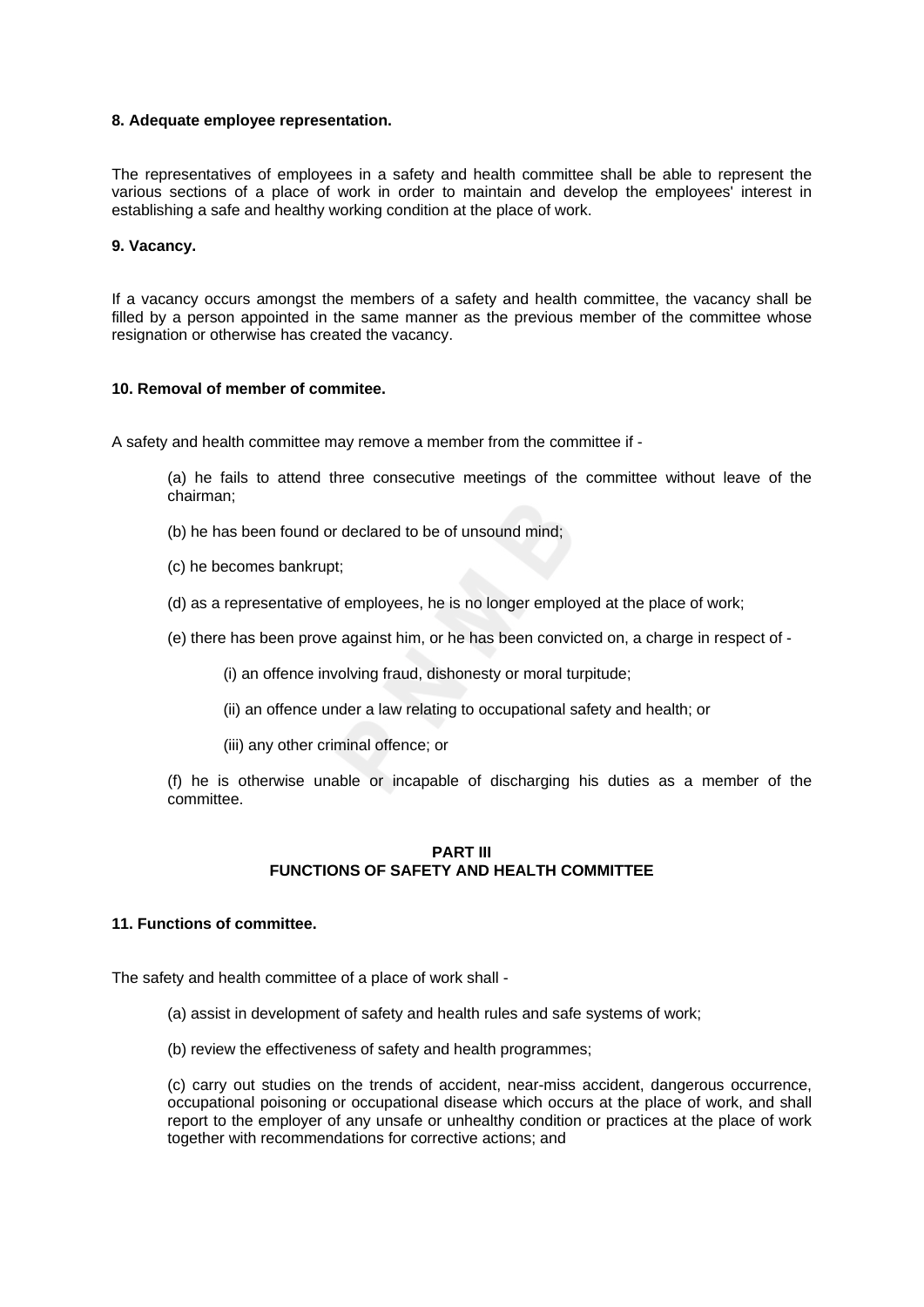**8. Adequate employee representation.**

The representatives of employees in a safety and health committee shall be able to represent the various sections of a place of work in order to maintain and develop the employees' interest in establishing a safe and healthy working condition at the place of work.

**9. Vacancy.**

If a vacancy occurs amongst the members of a safety and health committee, the vacancy shall be filled by a person appointed in the same manner as the previous member of the committee whose resignation or otherwise has created the vacancy.

**10. Removal of member of commitee.**

A safety and health committee may remove a member from the committee if -

(a) he fails to attend three consecutive meetings of the committee without leave of the chairman;

(b) he has been found or declared to be of unsound mind;

(c) he becomes bankrupt;

(d) as a representative of employees, he is no longer employed at the place of work;

(e) there has been prove against him, or he has been convicted on, a charge in respect of -

(i) an offence involving fraud, dishonesty or moral turpitude;

(ii) an offence under a law relating to occupational safety and health; or

(iii) any other criminal offence; or

(f) he is otherwise unable or incapable of discharging his duties as a member of the committee.

## PART III
## FUNCTIONS OF SAFETY AND HEALTH COMMITTEE

**11. Functions of committee.**

The safety and health committee of a place of work shall -

(a) assist in development of safety and health rules and safe systems of work;

(b) review the effectiveness of safety and health programmes;

(c) carry out studies on the trends of accident, near-miss accident, dangerous occurrence, occupational poisoning or occupational disease which occurs at the place of work, and shall report to the employer of any unsafe or unhealthy condition or practices at the place of work together with recommendations for corrective actions; and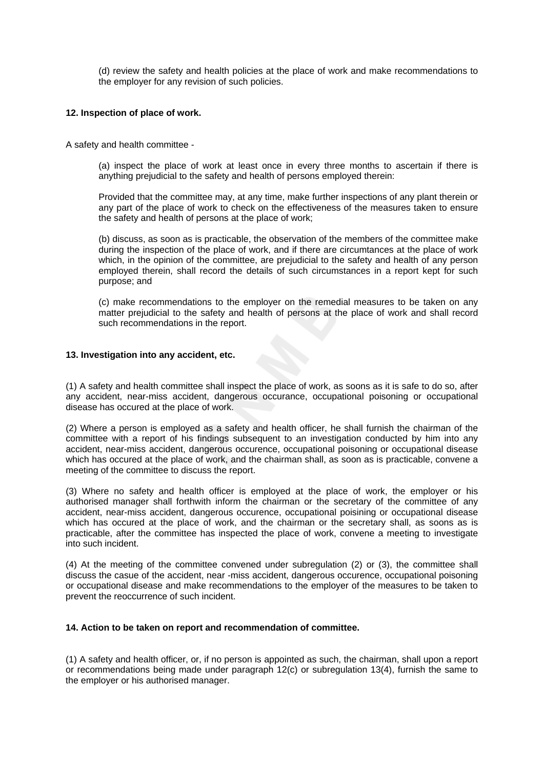(d) review the safety and health policies at the place of work and make recommendations to the employer for any revision of such policies.

**12. Inspection of place of work.**

A safety and health committee -

(a) inspect the place of work at least once in every three months to ascertain if there is anything prejudicial to the safety and health of persons employed therein:

Provided that the committee may, at any time, make further inspections of any plant therein or any part of the place of work to check on the effectiveness of the measures taken to ensure the safety and health of persons at the place of work;

(b) discuss, as soon as is practicable, the observation of the members of the committee make during the inspection of the place of work, and if there are circumstances at the place of work which, in the opinion of the committee, are prejudicial to the safety and health of any person employed therein, shall record the details of such circumtances in a report kept for such purpose; and

(c) make recommendations to the employer on the remedial measures to be taken on any matter prejudicial to the safety and health of persons at the place of work and shall record such recommendations in the report.

**13. Investigation into any accident, etc.**

(1) A safety and health committee shall inspect the place of work, as soons as it is safe to do so, after any accident, near-miss accident, dangerous occurance, occupational poisoning or occupational disease has occured at the place of work.

(2) Where a person is employed as a safety and health officer, he shall furnish the chairman of the committee with a report of his findings subsequent to an investigation conducted by him into any accident, near-miss accident, dangerous occurence, occupational poisoning or occupational disease which has occured at the place of work, and the chairman shall, as soon as is practicable, convene a meeting of the committee to discuss the report.

(3) Where no safety and health officer is employed at the place of work, the employer or his authorised manager shall forthwith inform the chairman or the secretary of the committee of any accident, near-miss accident, dangerous occurence, occupational poisining or occupational disease which has occured at the place of work, and the chairman or the secretary shall, as soons as is practicable, after the committee has inspected the place of work, convene a meeting to investigate into such incident.

(4) At the meeting of the committee convened under subregulation (2) or (3), the committee shall discuss the casue of the accident, near -miss accident, dangerous occurence, occupational poisoning or occupational disease and make recommendations to the employer of the measures to be taken to prevent the reoccurrence of such incident.

**14. Action to be taken on report and recommendation of committee.**

(1) A safety and health officer, or, if no person is appointed as such, the chairman, shall upon a report or recommendations being made under paragraph 12(c) or subregulation 13(4), furnish the same to the employer or his authorised manager.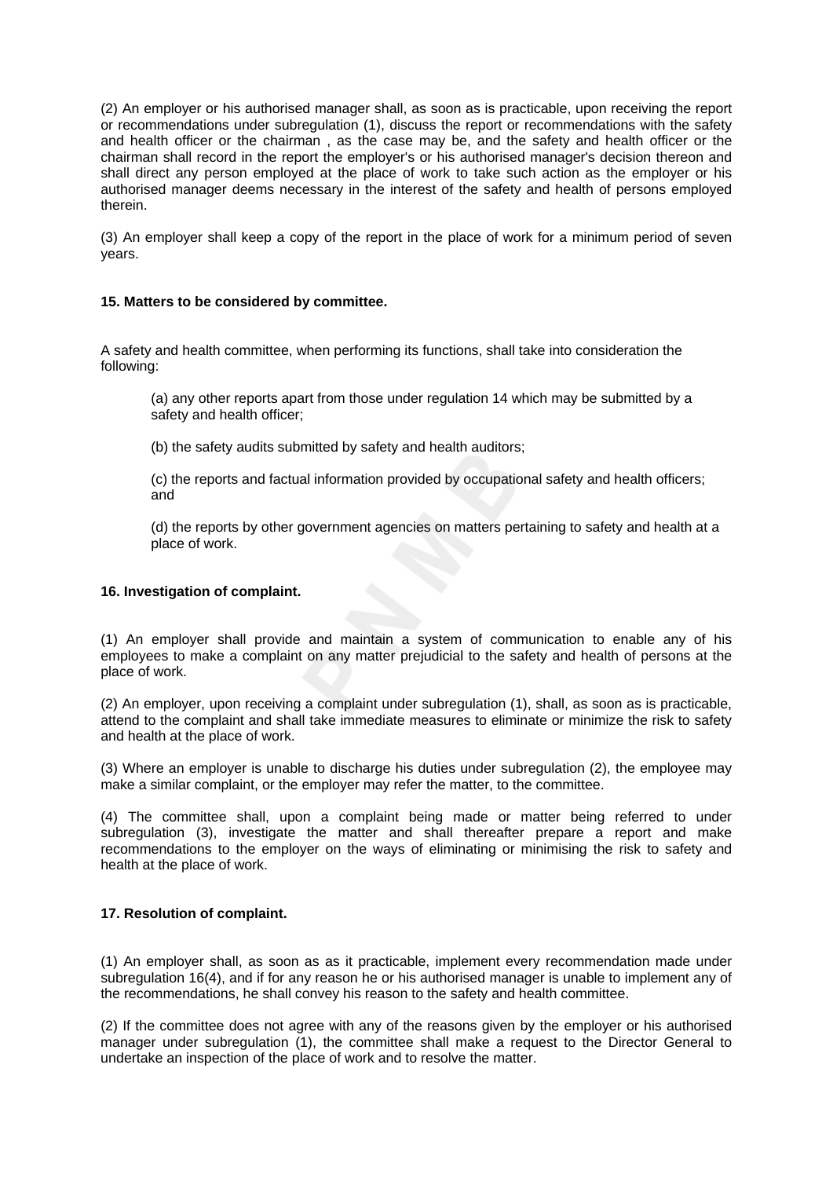(2) An employer or his authorised manager shall, as soon as is practicable, upon receiving the report or recommendations under subregulation (1), discuss the report or recommendations with the safety and health officer or the chairman , as the case may be, and the safety and health officer or the chairman shall record in the report the employer's or his authorised manager's decision thereon and shall direct any person employed at the place of work to take such action as the employer or his authorised manager deems necessary in the interest of the safety and health of persons employed therein.

(3) An employer shall keep a copy of the report in the place of work for a minimum period of seven years.

**15. Matters to be considered by committee.**

A safety and health committee, when performing its functions, shall take into consideration the following:

(a) any other reports apart from those under regulation 14 which may be submitted by a safety and health officer;

(b) the safety audits submitted by safety and health auditors;

(c) the reports and factual information provided by occupational safety and health officers; and

(d) the reports by other government agencies on matters pertaining to safety and health at a place of work.

**16. Investigation of complaint.**

(1) An employer shall provide and maintain a system of communication to enable any of his employees to make a complaint on any matter prejudicial to the safety and health of persons at the place of work.

(2) An employer, upon receiving a complaint under subregulation (1), shall, as soon as is practicable, attend to the complaint and shall take immediate measures to eliminate or minimize the risk to safety and health at the place of work.

(3) Where an employer is unable to discharge his duties under subregulation (2), the employee may make a similar complaint, or the employer may refer the matter, to the committee.

(4) The committee shall, upon a complaint being made or matter being referred to under subregulation (3), investigate the matter and shall thereafter prepare a report and make recommendations to the employer on the ways of eliminating or minimising the risk to safety and health at the place of work.

**17. Resolution of complaint.**

(1) An employer shall, as soon as as it practicable, implement every recommendation made under subregulation 16(4), and if for any reason he or his authorised manager is unable to implement any of the recommendations, he shall convey his reason to the safety and health committee.

(2) If the committee does not agree with any of the reasons given by the employer or his authorised manager under subregulation (1), the committee shall make a request to the Director General to undertake an inspection of the place of work and to resolve the matter.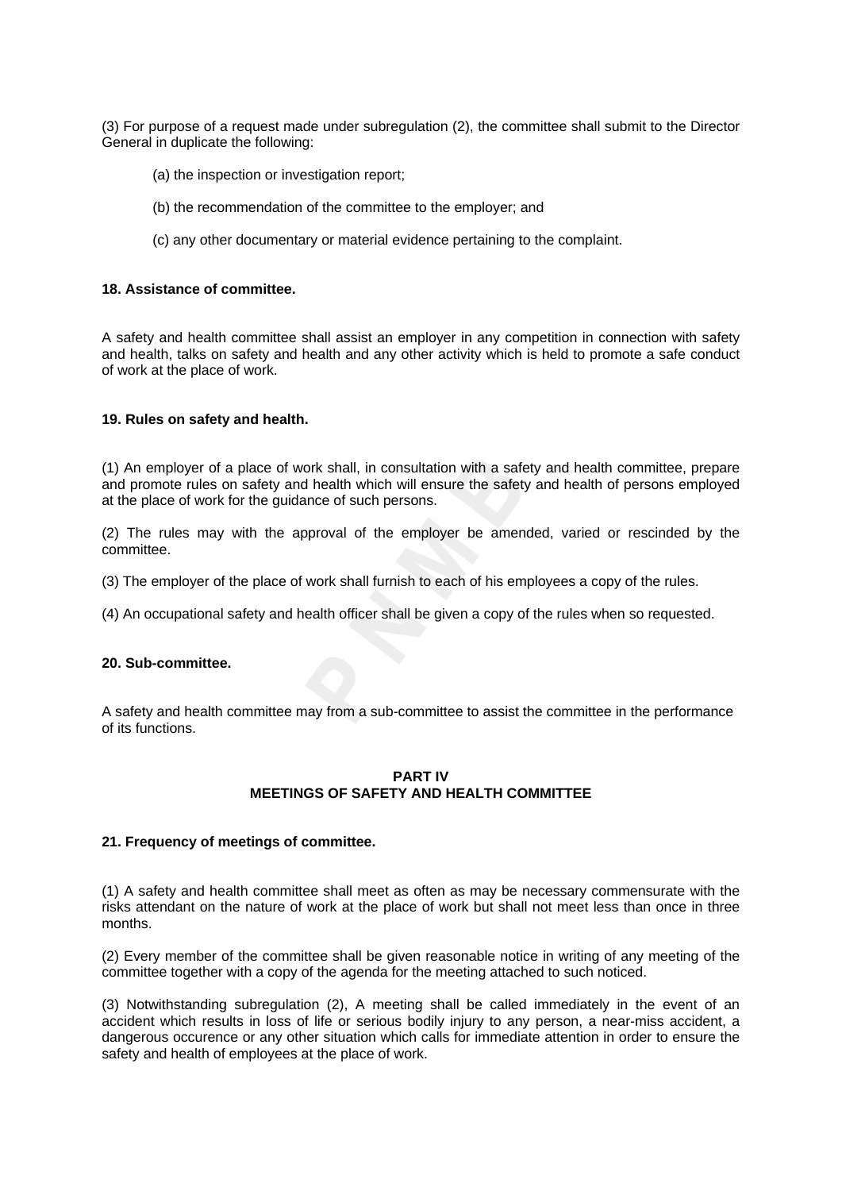(3) For purpose of a request made under subregulation (2), the committee shall submit to the Director General in duplicate the following:

(a) the inspection or investigation report;

(b) the recommendation of the committee to the employer; and

(c) any other documentary or material evidence pertaining to the complaint.

**18. Assistance of committee.**

A safety and health committee shall assist an employer in any competition in connection with safety and health, talks on safety and health and any other activity which is held to promote a safe conduct of work at the place of work.

**19. Rules on safety and health.**

(1) An employer of a place of work shall, in consultation with a safety and health committee, prepare and promote rules on safety and health which will ensure the safety and health of persons employed at the place of work for the guidance of such persons.

(2) The rules may with the approval of the employer be amended, varied or rescinded by the committee.

(3) The employer of the place of work shall furnish to each of his employees a copy of the rules.

(4) An occupational safety and health officer shall be given a copy of the rules when so requested.

**20. Sub-committee.**

A safety and health committee may from a sub-committee to assist the committee in the performance of its functions.

## PART IV
## MEETINGS OF SAFETY AND HEALTH COMMITTEE

**21. Frequency of meetings of committee.**

(1) A safety and health committee shall meet as often as may be necessary commensurate with the risks attendant on the nature of work at the place of work but shall not meet less than once in three months.

(2) Every member of the committee shall be given reasonable notice in writing of any meeting of the committee together with a copy of the agenda for the meeting attached to such noticed.

(3) Notwithstanding subregulation (2), A meeting shall be called immediately in the event of an accident which results in loss of life or serious bodily injury to any person, a near-miss accident, a dangerous occurence or any other situation which calls for immediate attention in order to ensure the safety and health of employees at the place of work.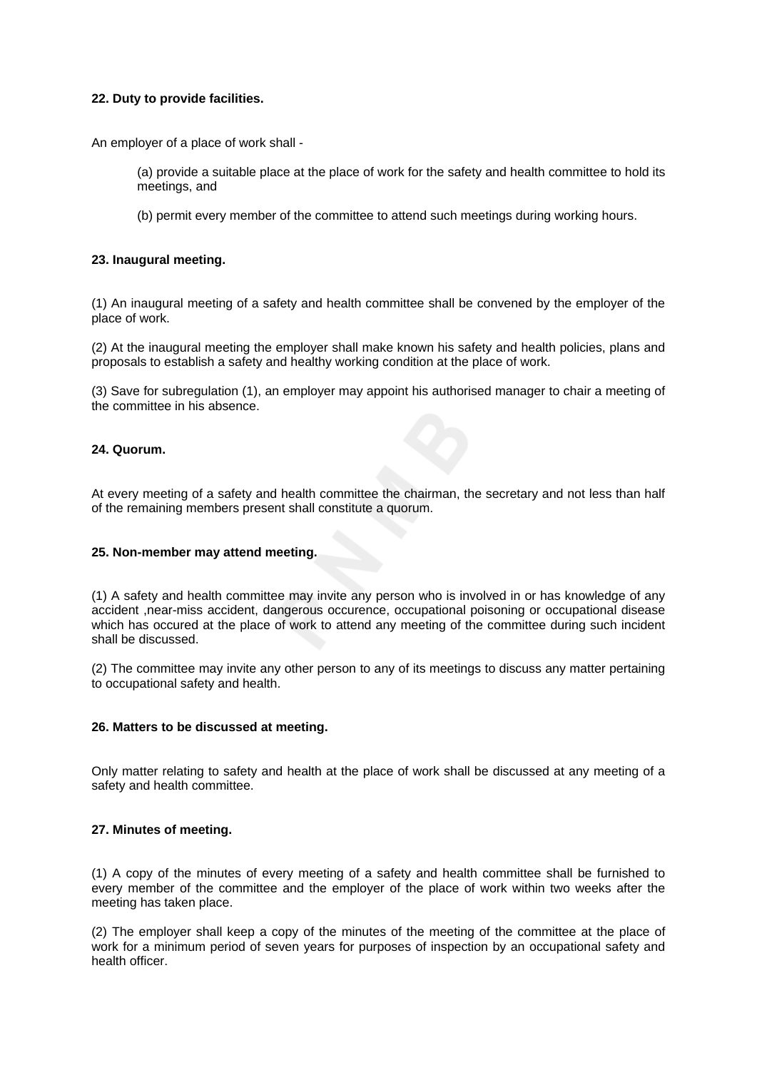**22. Duty to provide facilities.**

An employer of a place of work shall -

(a) provide a suitable place at the place of work for the safety and health committee to hold its meetings, and

(b) permit every member of the committee to attend such meetings during working hours.

**23. Inaugural meeting.**

(1) An inaugural meeting of a safety and health committee shall be convened by the employer of the place of work.

(2) At the inaugural meeting the employer shall make known his safety and health policies, plans and proposals to establish a safety and healthy working condition at the place of work.

(3) Save for subregulation (1), an employer may appoint his authorised manager to chair a meeting of the committee in his absence.

**24. Quorum.**

At every meeting of a safety and health committee the chairman, the secretary and not less than half of the remaining members present shall constitute a quorum.

**25. Non-member may attend meeting.**

(1) A safety and health committee may invite any person who is involved in or has knowledge of any accident ,near-miss accident, dangerous occurence, occupational poisoning or occupational disease which has occured at the place of work to attend any meeting of the committee during such incident shall be discussed.

(2) The committee may invite any other person to any of its meetings to discuss any matter pertaining to occupational safety and health.

**26. Matters to be discussed at meeting.**

Only matter relating to safety and health at the place of work shall be discussed at any meeting of a safety and health committee.

**27. Minutes of meeting.**

(1) A copy of the minutes of every meeting of a safety and health committee shall be furnished to every member of the committee and the employer of the place of work within two weeks after the meeting has taken place.

(2) The employer shall keep a copy of the minutes of the meeting of the committee at the place of work for a minimum period of seven years for purposes of inspection by an occupational safety and health officer.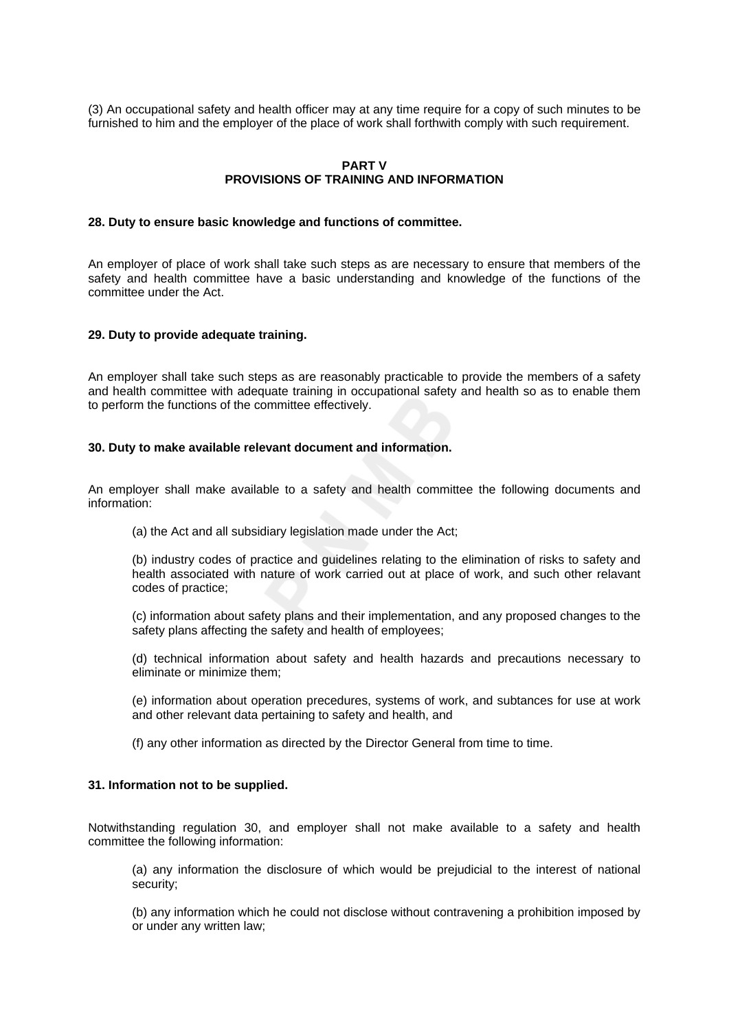(3) An occupational safety and health officer may at any time require for a copy of such minutes to be furnished to him and the employer of the place of work shall forthwith comply with such requirement.

## PART V
## PROVISIONS OF TRAINING AND INFORMATION

### 28. Duty to ensure basic knowledge and functions of committee.

An employer of place of work shall take such steps as are necessary to ensure that members of the safety and health committee have a basic understanding and knowledge of the functions of the committee under the Act.

### 29. Duty to provide adequate training.

An employer shall take such steps as are reasonably practicable to provide the members of a safety and health committee with adequate training in occupational safety and health so as to enable them to perform the functions of the committee effectively.

### 30. Duty to make available relevant document and information.

An employer shall make available to a safety and health committee the following documents and information:

(a) the Act and all subsidiary legislation made under the Act;

(b) industry codes of practice and guidelines relating to the elimination of risks to safety and health associated with nature of work carried out at place of work, and such other relavant codes of practice;

(c) information about safety plans and their implementation, and any proposed changes to the safety plans affecting the safety and health of employees;

(d) technical information about safety and health hazards and precautions necessary to eliminate or minimize them;

(e) information about operation precedures, systems of work, and subtances for use at work and other relevant data pertaining to safety and health, and

(f) any other information as directed by the Director General from time to time.

### 31. Information not to be supplied.

Notwithstanding regulation 30, and employer shall not make available to a safety and health committee the following information:

(a) any information the disclosure of which would be prejudicial to the interest of national security;

(b) any information which he could not disclose without contravening a prohibition imposed by or under any written law;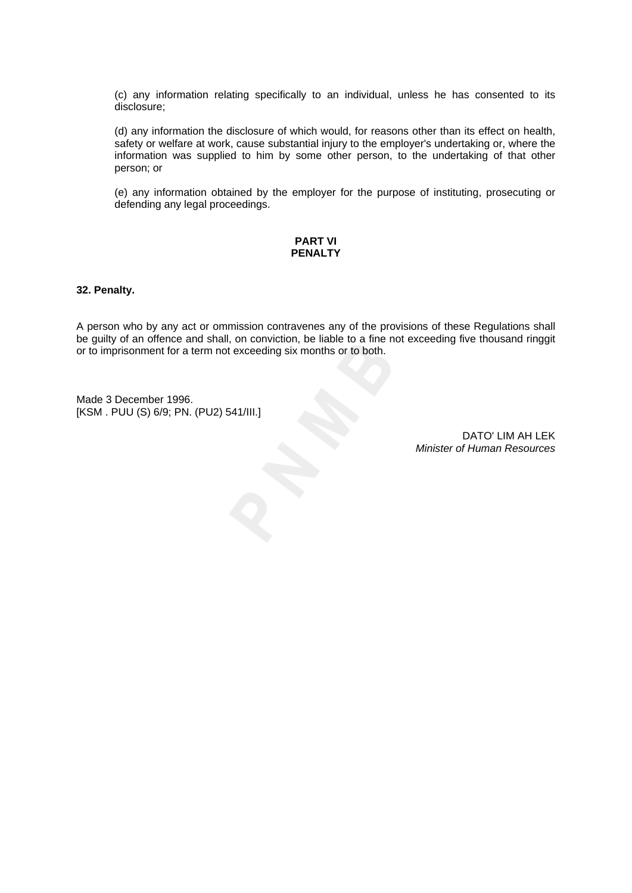(c) any information relating specifically to an individual, unless he has consented to its disclosure;

(d) any information the disclosure of which would, for reasons other than its effect on health, safety or welfare at work, cause substantial injury to the employer's undertaking or, where the information was supplied to him by some other person, to the undertaking of that other person; or

(e) any information obtained by the employer for the purpose of instituting, prosecuting or defending any legal proceedings.

## PART VI
## PENALTY

**32. Penalty.**

A person who by any act or ommission contravenes any of the provisions of these Regulations shall be guilty of an offence and shall, on conviction, be liable to a fine not exceeding five thousand ringgit or to imprisonment for a term not exceeding six months or to both.

Made 3 December 1996.
[KSM . PUU (S) 6/9; PN. (PU2) 541/III.]

DATO' LIM AH LEK
*Minister of Human Resources*